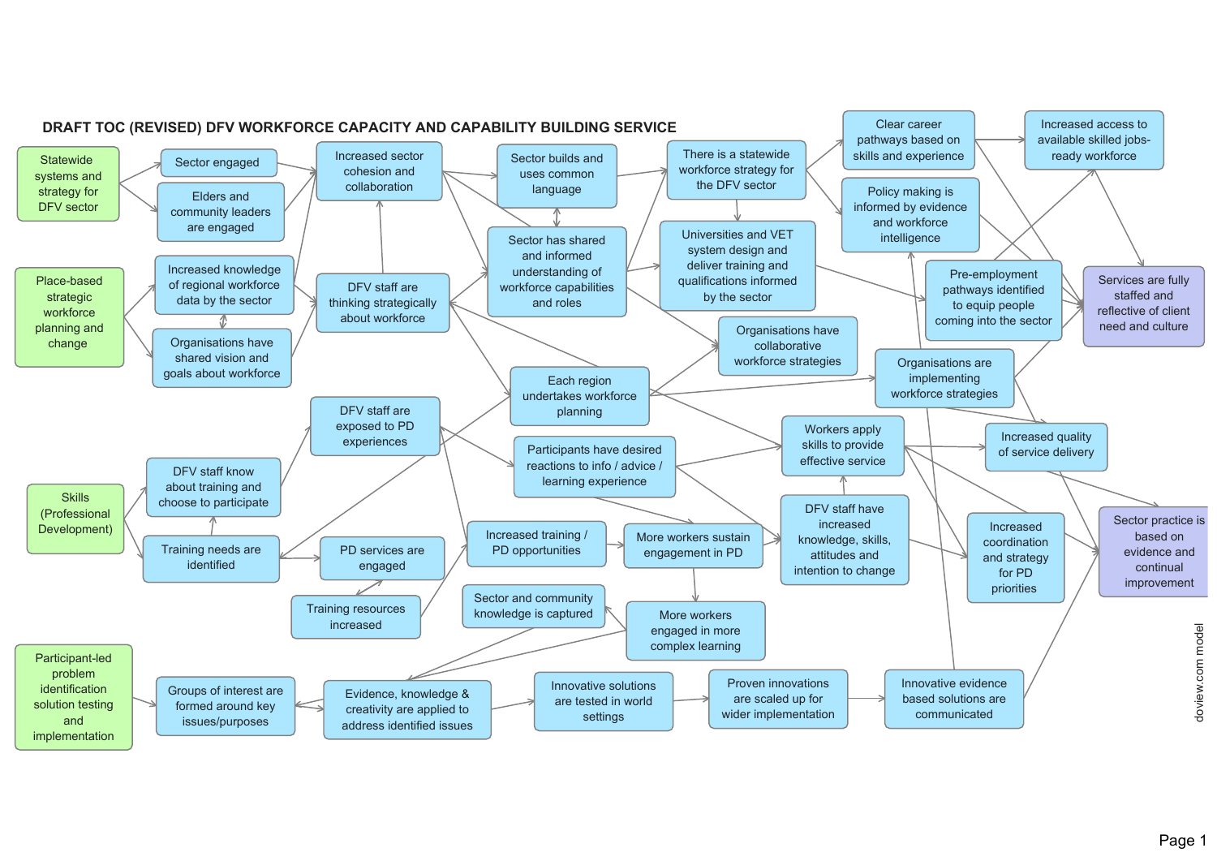# DRAFT TOC (REVISED) DFV WORKFORCE CAPACITY AND CAPABILITY BUILDING SERVICE

Statewide systems and strategy for DFV sector

Sector engaged

Elders and community leaders are engaged

Increased sector cohesion and collaboration

Sector builds and uses common language

There is a statewide workforce strategy for the DFV sector

Clear career pathways based on skills and experience

Increased access to available skilled jobs-ready workforce

Place-based strategic workforce planning and change

Increased knowledge of regional workforce data by the sector

Organisations have shared vision and goals about workforce

DFV staff are thinking strategically about workforce

Sector has shared and informed understanding of workforce capabilities and roles

Universities and VET system design and deliver training and qualifications informed by the sector

Policy making is informed by evidence and workforce intelligence

Pre-employment pathways identified to equip people coming into the sector

Services are fully staffed and reflective of client need and culture

Organisations have collaborative workforce strategies

Organisations are implementing workforce strategies

Each region undertakes workforce planning

DFV staff are exposed to PD experiences

Participants have desired reactions to info / advice / learning experience

Workers apply skills to provide effective service

Increased quality of service delivery

Skills (Professional Development)

DFV staff know about training and choose to participate

Training needs are identified

PD services are engaged

Increased training / PD opportunities

More workers sustain engagement in PD

DFV staff have increased knowledge, skills, attitudes and intention to change

Increased coordination and strategy for PD priorities

Sector practice is based on evidence and continual improvement

Training resources increased

Sector and community knowledge is captured

More workers engaged in more complex learning

Participant-led problem identification solution testing and implementation

Groups of interest are formed around key issues/purposes

Evidence, knowledge & creativity are applied to address identified issues

Innovative solutions are tested in world settings

Proven innovations are scaled up for wider implementation

Innovative evidence based solutions are communicated

doview.com model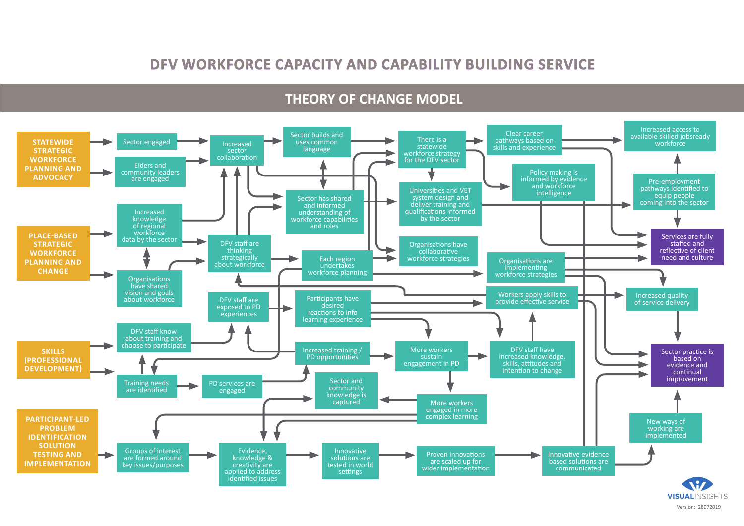# DFV WORKFORCE CAPACITY AND CAPABILITY BUILDING SERVICE

## THEORY OF CHANGE MODEL

**STATEWIDE STRATEGIC WORKFORCE PLANNING AND ADVOCACY**

- Sector engaged
- Elders and community leaders are engaged
- Increased sector collaboration
- Sector builds and uses common language
- Sector has shared and informed understanding of workforce capabilities and roles
- There is a statewide workforce strategy for the DFV sector
- Clear career pathways based on skills and experience
- Universities and VET system design and deliver training and qualifications informed by the sector
- Policy making is informed by evidence and workforce intelligence
- Increased access to available skilled jobsready workforce
- Pre-employment pathways identified to equip people coming into the sector

**PLACE-BASED STRATEGIC WORKFORCE PLANNING AND CHANGE**

- Increased knowledge of regional workforce data by the sector
- Organisations have shared vision and goals about workforce
- DFV staff are thinking strategically about workforce
- Each region undertakes workforce planning
- Organisations have collaborative workforce strategies
- Organisations are implementing workforce strategies
- Services are fully staffed and reflective of client need and culture

**SKILLS (PROFESSIONAL DEVELOPMENT)**

- DFV staff know about training and choose to participate
- Training needs are identified
- PD services are engaged
- DFV staff are exposed to PD experiences
- Participants have desired reactions to info learning experience
- Increased training / PD opportunities
- More workers sustain engagement in PD
- DFV staff have increased knowledge, skills, attitudes and intention to change
- Workers apply skills to provide effective service
- Increased quality of service delivery
- More workers engaged in more complex learning
- Sector and community knowledge is captured
- Sector practice is based on evidence and continual improvement

**PARTICIPANT-LED PROBLEM IDENTIFICATION SOLUTION TESTING AND IMPLEMENTATION**

- Groups of interest are formed around key issues/purposes
- Evidence, knowledge & creativity are applied to address identified issues
- Innovative solutions are tested in world settings
- Proven innovations are scaled up for wider implementation
- Innovative evidence based solutions are communicated
- New ways of working are implemented

VISUALINSIGHTS

Version: 28072019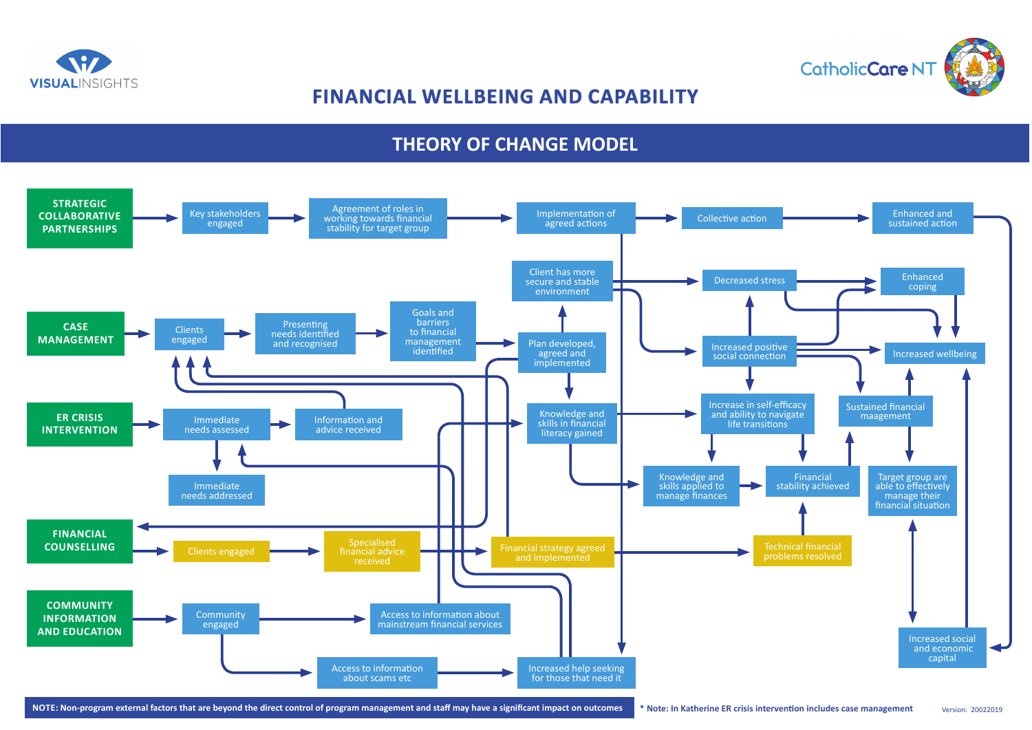VISUALINSIGHTS

CatholicCare NT

# FINANCIAL WELLBEING AND CAPABILITY

## THEORY OF CHANGE MODEL

**STRATEGIC COLLABORATIVE PARTNERSHIPS** → Key stakeholders engaged → Agreement of roles in working towards financial stability for target group → Implementation of agreed actions → Collective action → Enhanced and sustained action

**CASE MANAGEMENT** → Clients engaged → Presenting needs identified and recognised → Goals and barriers to financial management identified → Plan developed, agreed and implemented

**ER CRISIS INTERVENTION** → Immediate needs assessed → Information and advice received

Immediate needs assessed → Immediate needs addressed

**FINANCIAL COUNSELLING** → Clients engaged → Specialised financial advice received → Financial strategy agreed and implemented → Technical financial problems resolved

**COMMUNITY INFORMATION AND EDUCATION** → Community engaged → Access to information about mainstream financial services

Community engaged → Access to information about scams etc → Increased help seeking for those that need it

Client has more secure and stable environment

Decreased stress

Enhanced coping

Increased positive social connection

Increased wellbeing

Knowledge and skills in financial literacy gained

Increase in self-efficacy and ability to navigate life transitions

Sustained financial maegement

Knowledge and skills applied to manage finances

Financial stability achieved

Target group are able to effectively manage their financial situation

Increased social and economic capital

**NOTE: Non-program external factors that are beyond the direct control of program management and staff may have a significant impact on outcomes**

**\* Note: In Katherine ER crisis intervention includes case management**

Version: 20022019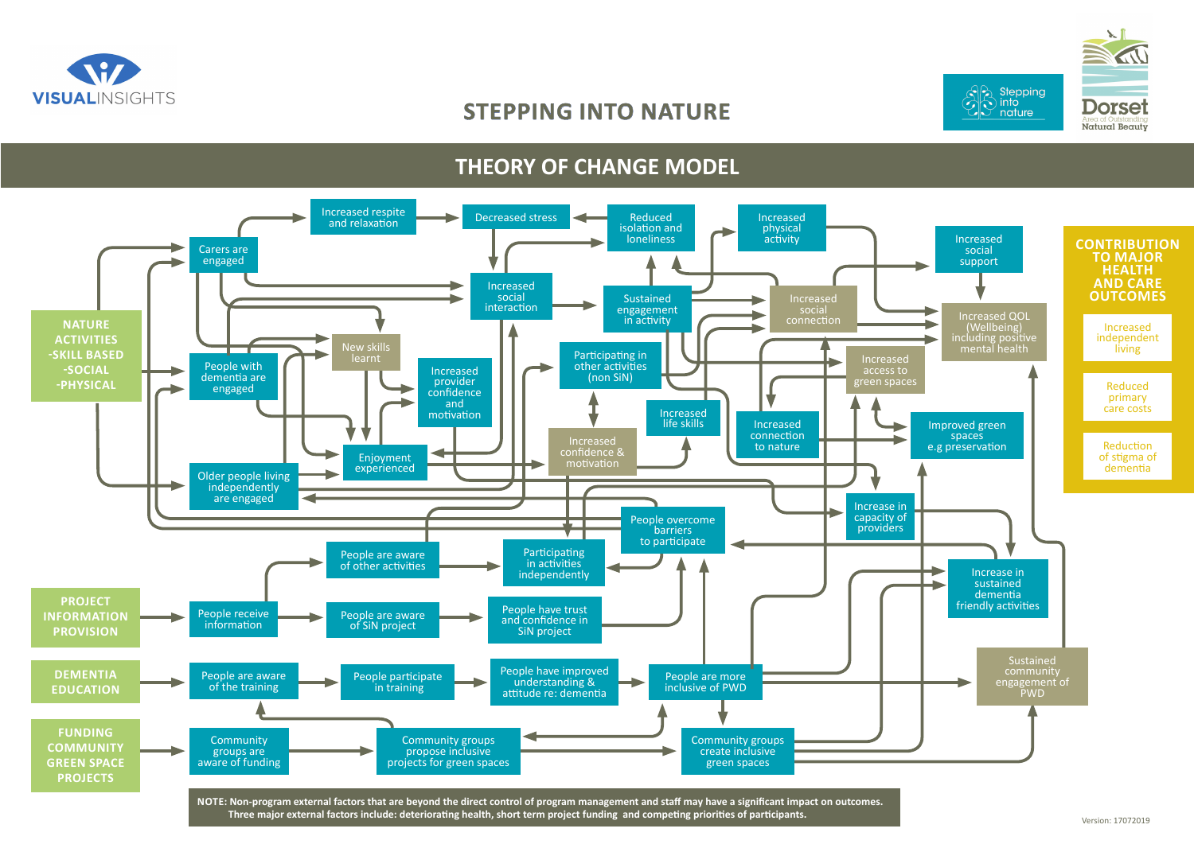VISUALINSIGHTS

# STEPPING INTO NATURE

Stepping into nature

Dorset Area of Outstanding Natural Beauty

## THEORY OF CHANGE MODEL

NATURE ACTIVITIES
-SKILL BASED
-SOCIAL
-PHYSICAL

PROJECT INFORMATION PROVISION

DEMENTIA EDUCATION

FUNDING COMMUNITY GREEN SPACE PROJECTS

Carers are engaged

People with dementia are engaged

Older people living independently are engaged

People receive information

People are aware of the training

Community groups are aware of funding

Increased respite and relaxation

New skills learnt

Enjoyment experienced

People are aware of other activities

People are aware of SiN project

People participate in training

Community groups propose inclusive projects for green spaces

Decreased stress

Increased social interaction

Increased provider confidence and motivation

Participating in activities independently

People have trust and confidence in SiN project

People have improved understanding & attitude re: dementia

Reduced isolation and loneliness

Sustained engagement in activity

Participating in other activities (non SiN)

Increased confidence & motivation

Increased life skills

People overcome barriers to participate

People are more inclusive of PWD

Community groups create inclusive green spaces

Increased physical activity

Increased social connection

Increased connection to nature

Increased access to green spaces

Increase in capacity of providers

Increased social support

Increased QOL (Wellbeing) including positive mental health

Improved green spaces e.g preservation

Increase in sustained dementia friendly activities

Sustained community engagement of PWD

CONTRIBUTION TO MAJOR HEALTH AND CARE OUTCOMES

Increased independent living

Reduced primary care costs

Reduction of stigma of dementia

NOTE: Non-program external factors that are beyond the direct control of program management and staff may have a significant impact on outcomes. Three major external factors include: deteriorating health, short term project funding and competing priorities of participants.

Version: 17072019